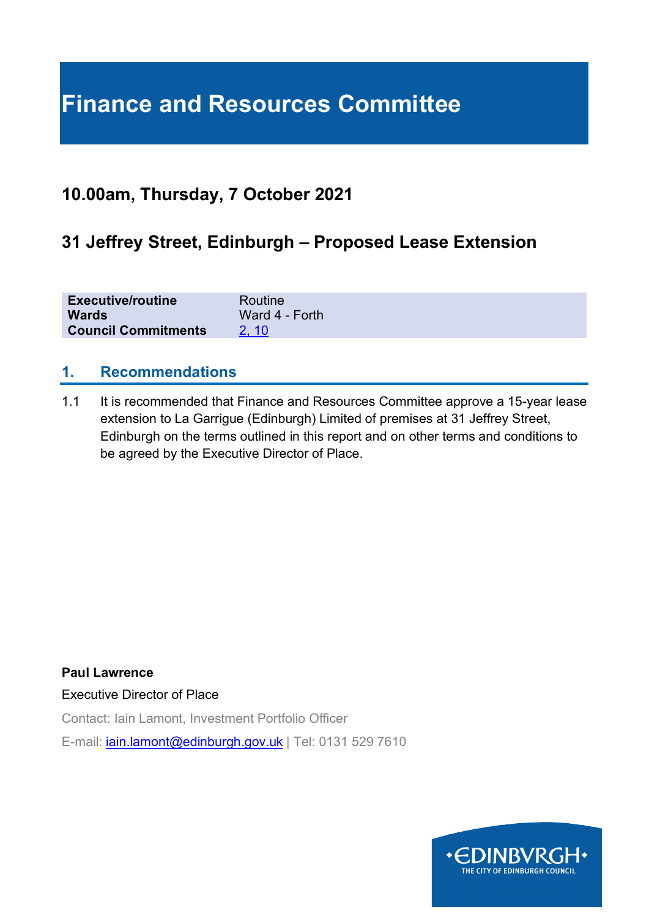# Finance and Resources Committee

## 10.00am, Thursday, 7 October 2021

## 31 Jeffrey Street, Edinburgh – Proposed Lease Extension

| | |
|---|---|
| **Executive/routine** | Routine |
| **Wards** | Ward 4 - Forth |
| **Council Commitments** | 2, 10 |

### 1. Recommendations

1.1 It is recommended that Finance and Resources Committee approve a 15-year lease extension to La Garrigue (Edinburgh) Limited of premises at 31 Jeffrey Street, Edinburgh on the terms outlined in this report and on other terms and conditions to be agreed by the Executive Director of Place.

**Paul Lawrence**

Executive Director of Place

Contact: Iain Lamont, Investment Portfolio Officer

E-mail: iain.lamont@edinburgh.gov.uk | Tel: 0131 529 7610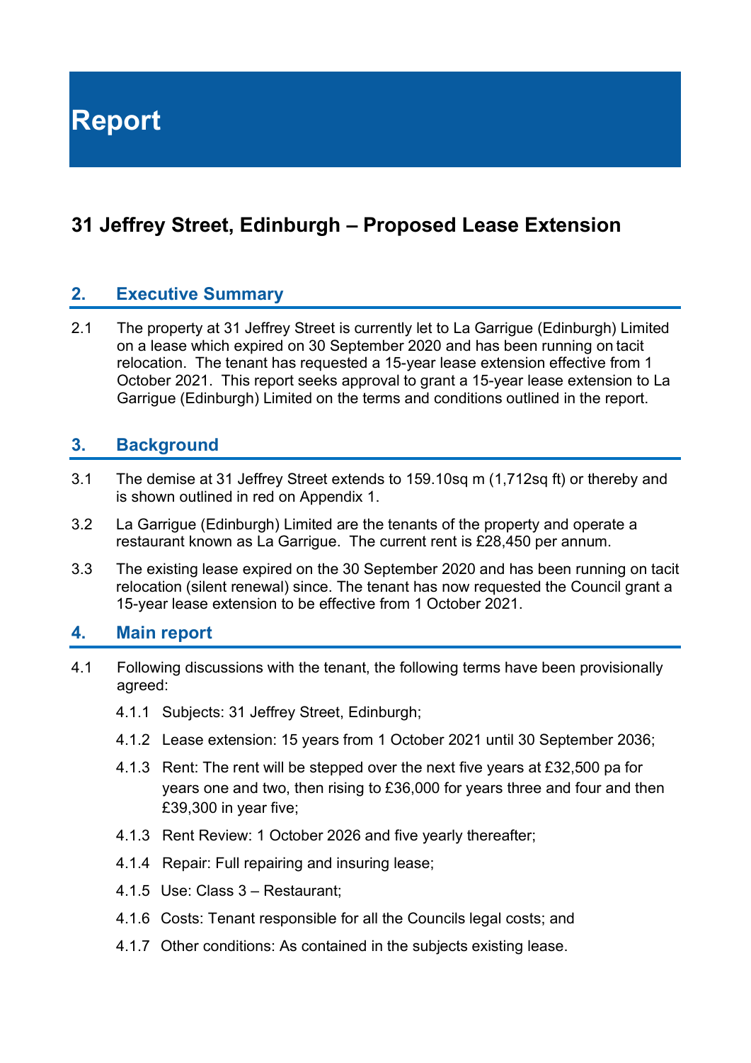# Report

## 31 Jeffrey Street, Edinburgh – Proposed Lease Extension

## 2. Executive Summary

2.1 The property at 31 Jeffrey Street is currently let to La Garrigue (Edinburgh) Limited on a lease which expired on 30 September 2020 and has been running on tacit relocation. The tenant has requested a 15-year lease extension effective from 1 October 2021. This report seeks approval to grant a 15-year lease extension to La Garrigue (Edinburgh) Limited on the terms and conditions outlined in the report.

## 3. Background

3.1 The demise at 31 Jeffrey Street extends to 159.10sq m (1,712sq ft) or thereby and is shown outlined in red on Appendix 1.

3.2 La Garrigue (Edinburgh) Limited are the tenants of the property and operate a restaurant known as La Garrigue. The current rent is £28,450 per annum.

3.3 The existing lease expired on the 30 September 2020 and has been running on tacit relocation (silent renewal) since. The tenant has now requested the Council grant a 15-year lease extension to be effective from 1 October 2021.

## 4. Main report

4.1 Following discussions with the tenant, the following terms have been provisionally agreed:

4.1.1 Subjects: 31 Jeffrey Street, Edinburgh;

4.1.2 Lease extension: 15 years from 1 October 2021 until 30 September 2036;

4.1.3 Rent: The rent will be stepped over the next five years at £32,500 pa for years one and two, then rising to £36,000 for years three and four and then £39,300 in year five;

4.1.3 Rent Review: 1 October 2026 and five yearly thereafter;

4.1.4 Repair: Full repairing and insuring lease;

4.1.5 Use: Class 3 – Restaurant;

4.1.6 Costs: Tenant responsible for all the Councils legal costs; and

4.1.7 Other conditions: As contained in the subjects existing lease.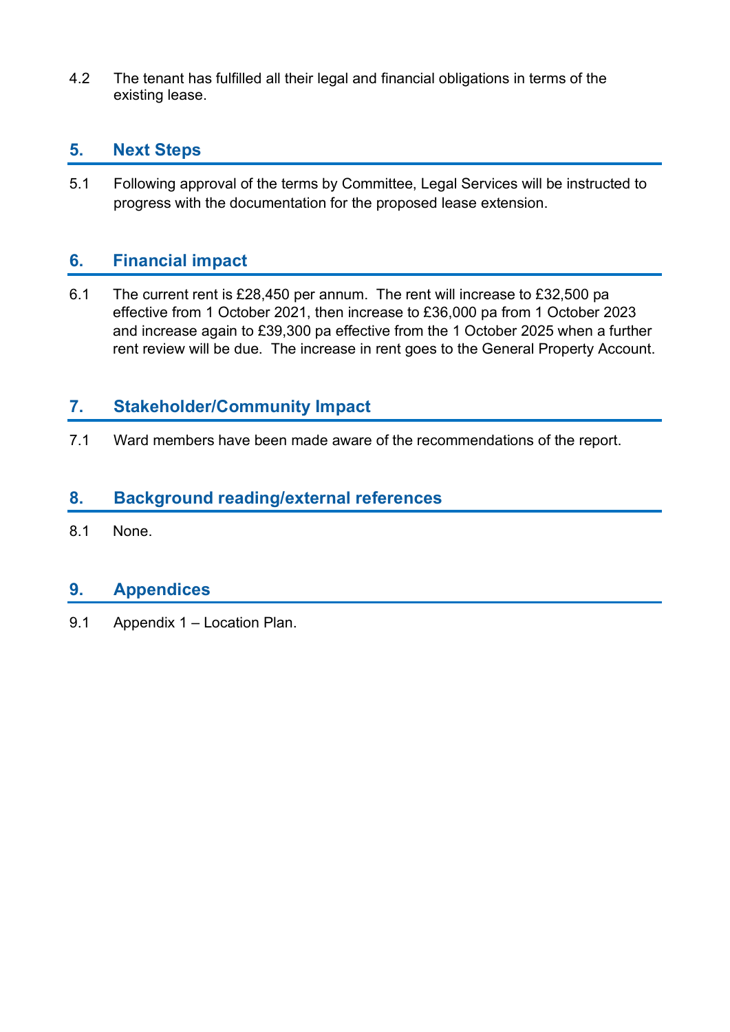4.2 The tenant has fulfilled all their legal and financial obligations in terms of the existing lease.

## 5. Next Steps

5.1 Following approval of the terms by Committee, Legal Services will be instructed to progress with the documentation for the proposed lease extension.

## 6. Financial impact

6.1 The current rent is £28,450 per annum. The rent will increase to £32,500 pa effective from 1 October 2021, then increase to £36,000 pa from 1 October 2023 and increase again to £39,300 pa effective from the 1 October 2025 when a further rent review will be due. The increase in rent goes to the General Property Account.

## 7. Stakeholder/Community Impact

7.1 Ward members have been made aware of the recommendations of the report.

## 8. Background reading/external references

8.1 None.

## 9. Appendices

9.1 Appendix 1 – Location Plan.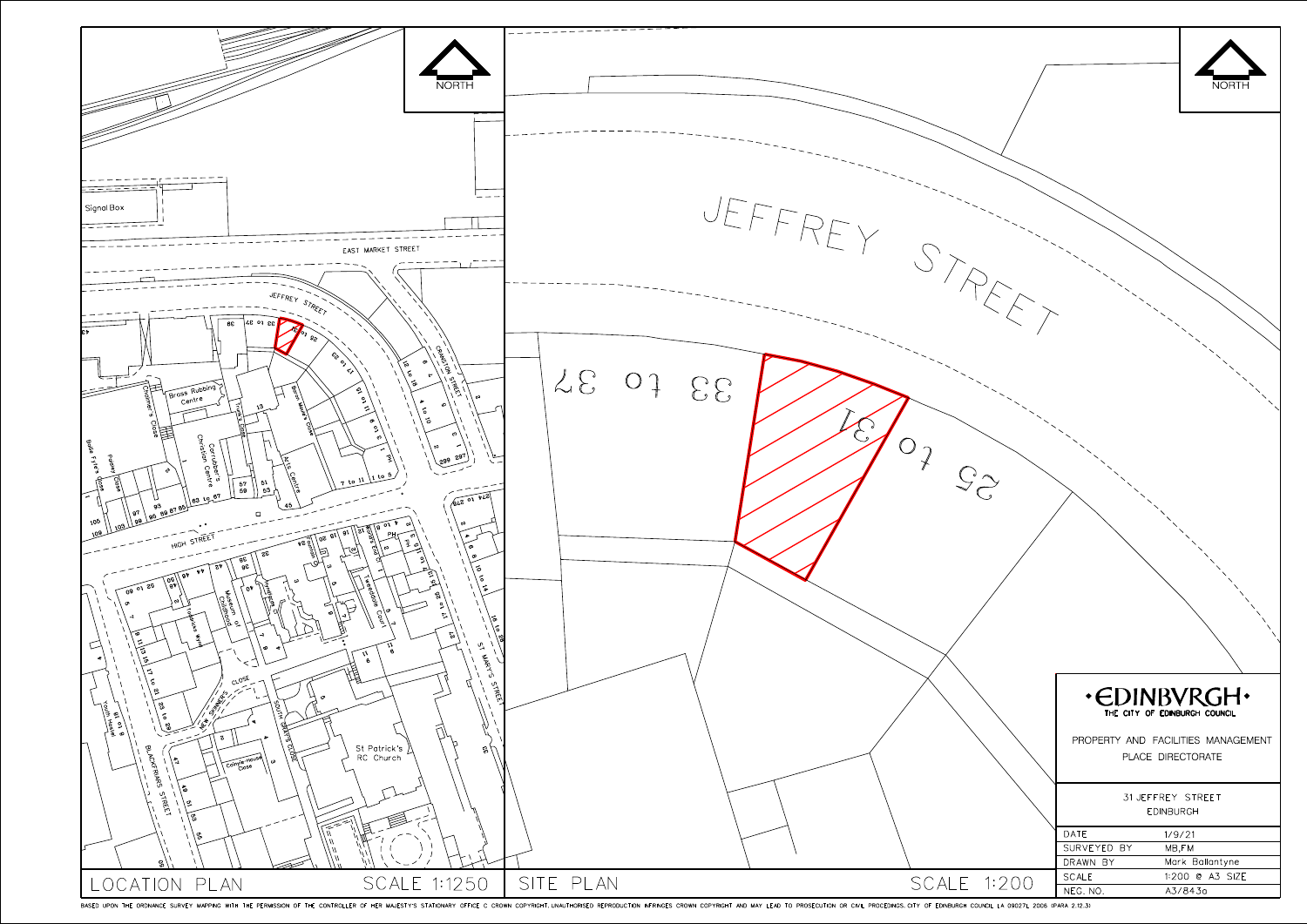NORTH

LOCATION PLAN SCALE 1:1250

SITE PLAN SCALE 1:200

JEFFREY STREET

33 to 37

25 to 31

·EDINBVRGH·
THE CITY OF EDINBURGH COUNCIL

PROPERTY AND FACILITIES MANAGEMENT
PLACE DIRECTORATE

31 JEFFREY STREET
EDINBURGH

| | |
|---|---|
| DATE | 1/9/21 |
| SURVEYED BY | MB,FM |
| DRAWN BY | Mark Ballantyne |
| SCALE | 1:200 @ A3 SIZE |
| NEG. NO. | A3/8430 |

BASED UPON THE ORDNANCE SURVEY MAPPING WITH THE PERMISSION OF THE CONTROLLER OF HER MAJESTY'S STATIONARY OFFICE C CROWN COPYRIGHT. UNAUTHORISED REPRODUCTION INFRINGES CROWN COPYRIGHT AND MAY LEAD TO PROSECUTION OR CIVIL PROCEEDINGS. CITY OF EDINBURGH COUNCIL LA 09027L 2006 (PARA 2.12.3)